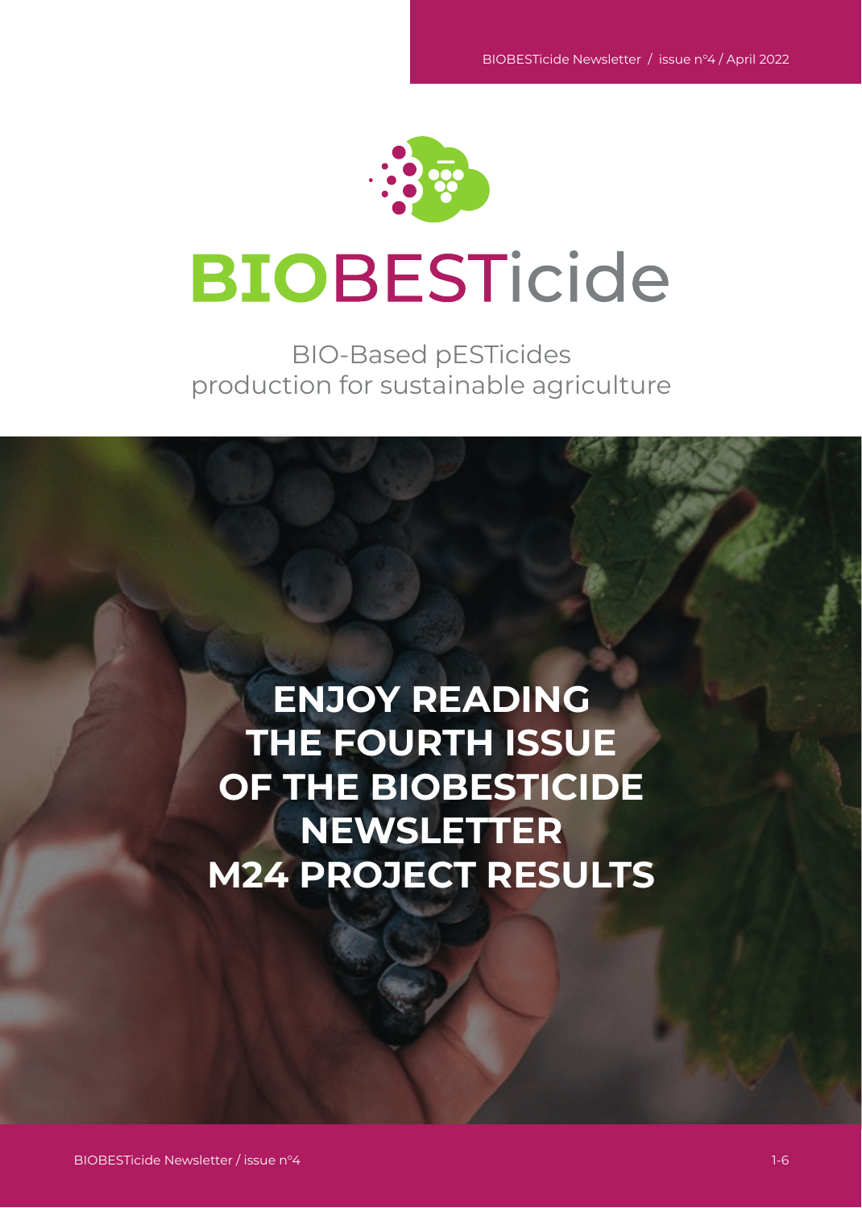# BIOBESTicide

BIO-Based pESTicides
production for sustainable agriculture

## ENJOY READING THE FOURTH ISSUE OF THE BIOBESTICIDE NEWSLETTER M24 PROJECT RESULTS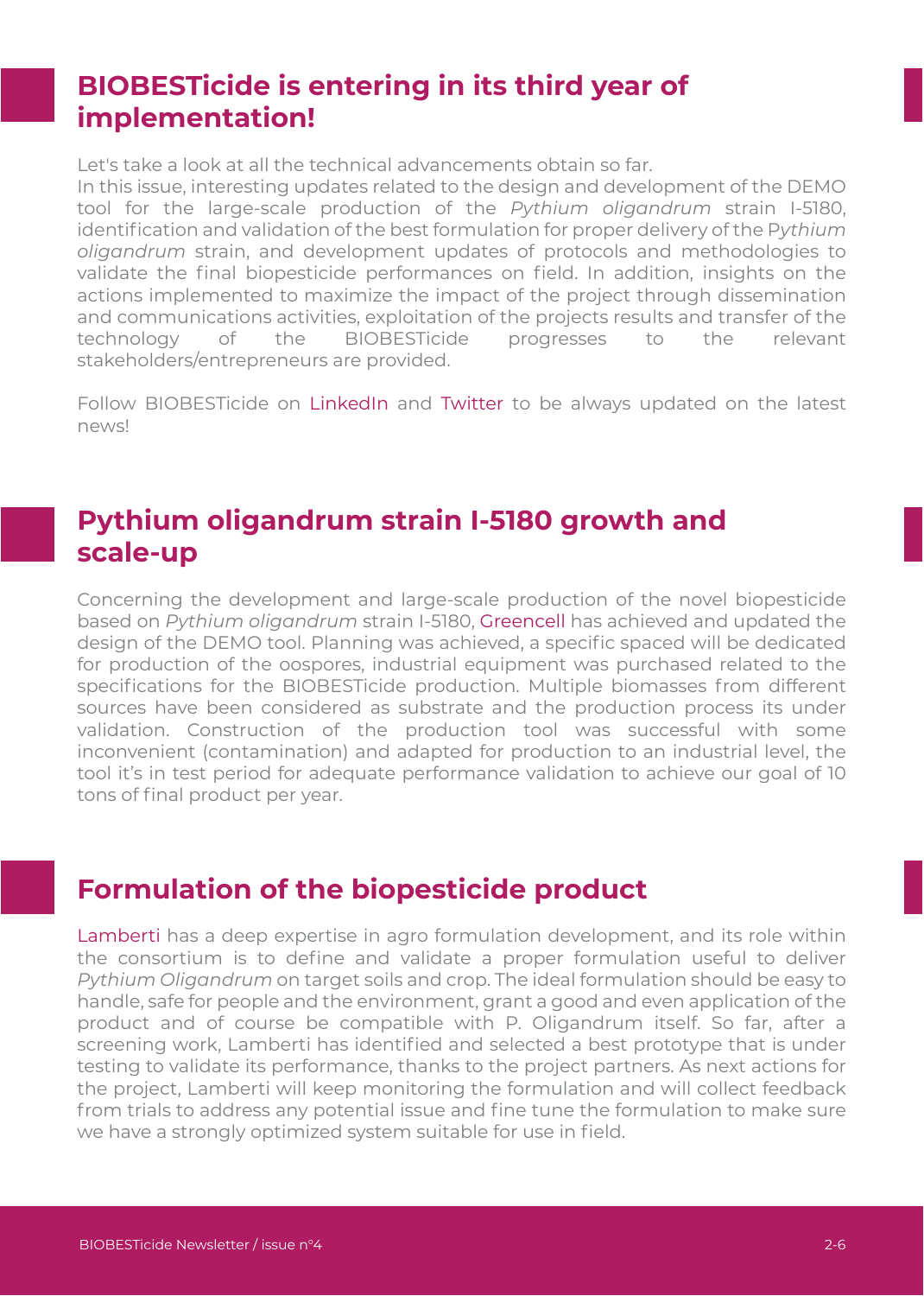## BIOBESTicide is entering in its third year of implementation!

Let's take a look at all the technical advancements obtain so far.
In this issue, interesting updates related to the design and development of the DEMO tool for the large-scale production of the *Pythium oligandrum* strain I-5180, identification and validation of the best formulation for proper delivery of the P*ythium oligandrum* strain, and development updates of protocols and methodologies to validate the final biopesticide performances on field. In addition, insights on the actions implemented to maximize the impact of the project through dissemination and communications activities, exploitation of the projects results and transfer of the technology of the BIOBESTicide progresses to the relevant stakeholders/entrepreneurs are provided.

Follow BIOBESTicide on LinkedIn and Twitter to be always updated on the latest news!

## Pythium oligandrum strain I-5180 growth and scale-up

Concerning the development and large-scale production of the novel biopesticide based on *Pythium oligandrum* strain I-5180, Greencell has achieved and updated the design of the DEMO tool. Planning was achieved, a specific spaced will be dedicated for production of the oospores, industrial equipment was purchased related to the specifications for the BIOBESTicide production. Multiple biomasses from different sources have been considered as substrate and the production process its under validation. Construction of the production tool was successful with some inconvenient (contamination) and adapted for production to an industrial level, the tool it's in test period for adequate performance validation to achieve our goal of 10 tons of final product per year.

## Formulation of the biopesticide product

Lamberti has a deep expertise in agro formulation development, and its role within the consortium is to define and validate a proper formulation useful to deliver *Pythium Oligandrum* on target soils and crop. The ideal formulation should be easy to handle, safe for people and the environment, grant a good and even application of the product and of course be compatible with P. Oligandrum itself. So far, after a screening work, Lamberti has identified and selected a best prototype that is under testing to validate its performance, thanks to the project partners. As next actions for the project, Lamberti will keep monitoring the formulation and will collect feedback from trials to address any potential issue and fine tune the formulation to make sure we have a strongly optimized system suitable for use in field.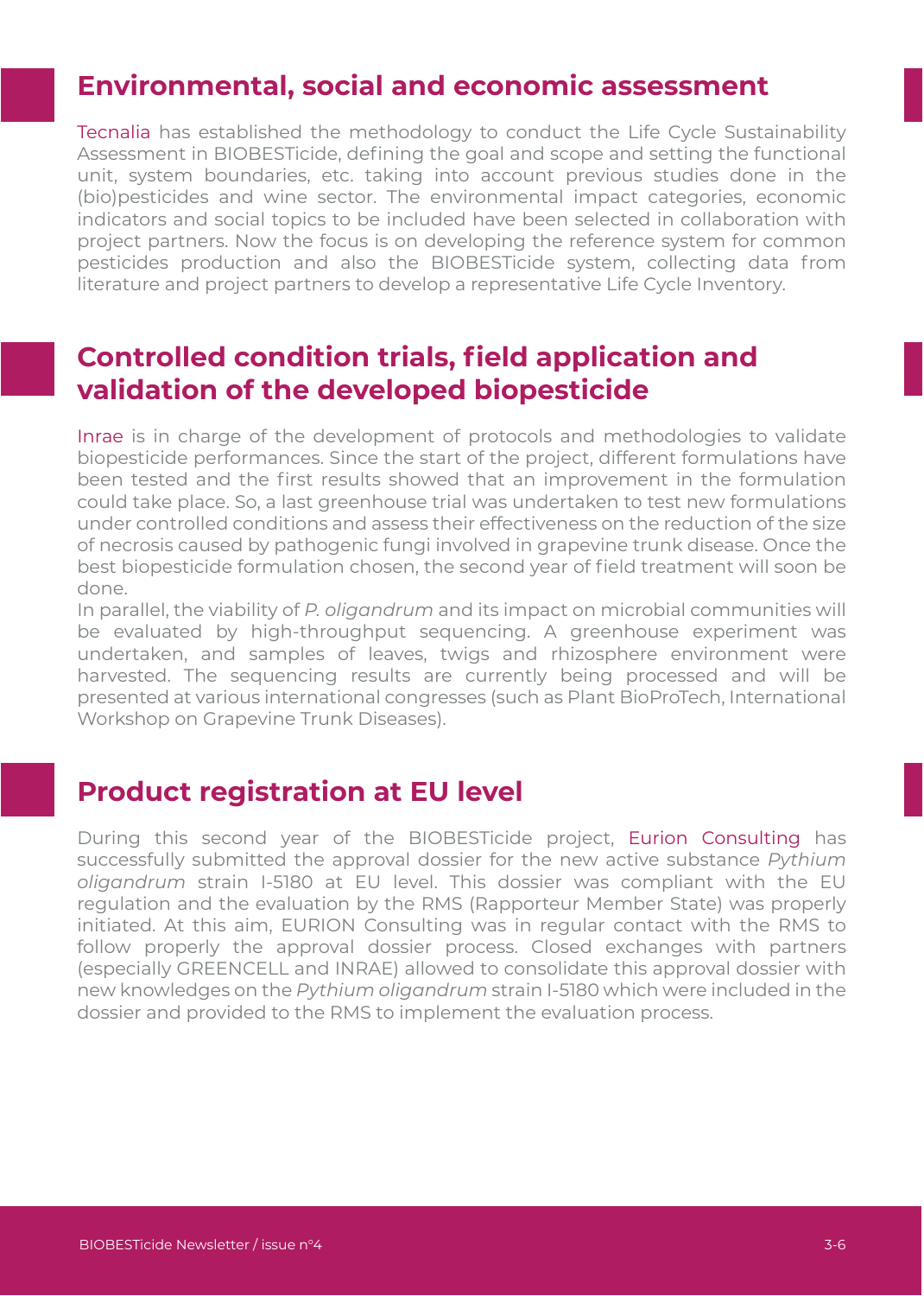## Environmental, social and economic assessment

Tecnalia has established the methodology to conduct the Life Cycle Sustainability Assessment in BIOBESTicide, defining the goal and scope and setting the functional unit, system boundaries, etc. taking into account previous studies done in the (bio)pesticides and wine sector. The environmental impact categories, economic indicators and social topics to be included have been selected in collaboration with project partners. Now the focus is on developing the reference system for common pesticides production and also the BIOBESTicide system, collecting data from literature and project partners to develop a representative Life Cycle Inventory.

## Controlled condition trials, field application and validation of the developed biopesticide

Inrae is in charge of the development of protocols and methodologies to validate biopesticide performances. Since the start of the project, different formulations have been tested and the first results showed that an improvement in the formulation could take place. So, a last greenhouse trial was undertaken to test new formulations under controlled conditions and assess their effectiveness on the reduction of the size of necrosis caused by pathogenic fungi involved in grapevine trunk disease. Once the best biopesticide formulation chosen, the second year of field treatment will soon be done.

In parallel, the viability of *P. oligandrum* and its impact on microbial communities will be evaluated by high-throughput sequencing. A greenhouse experiment was undertaken, and samples of leaves, twigs and rhizosphere environment were harvested. The sequencing results are currently being processed and will be presented at various international congresses (such as Plant BioProTech, International Workshop on Grapevine Trunk Diseases).

## Product registration at EU level

During this second year of the BIOBESTicide project, Eurion Consulting has successfully submitted the approval dossier for the new active substance *Pythium oligandrum* strain I-5180 at EU level. This dossier was compliant with the EU regulation and the evaluation by the RMS (Rapporteur Member State) was properly initiated. At this aim, EURION Consulting was in regular contact with the RMS to follow properly the approval dossier process. Closed exchanges with partners (especially GREENCELL and INRAE) allowed to consolidate this approval dossier with new knowledges on the *Pythium oligandrum* strain I-5180 which were included in the dossier and provided to the RMS to implement the evaluation process.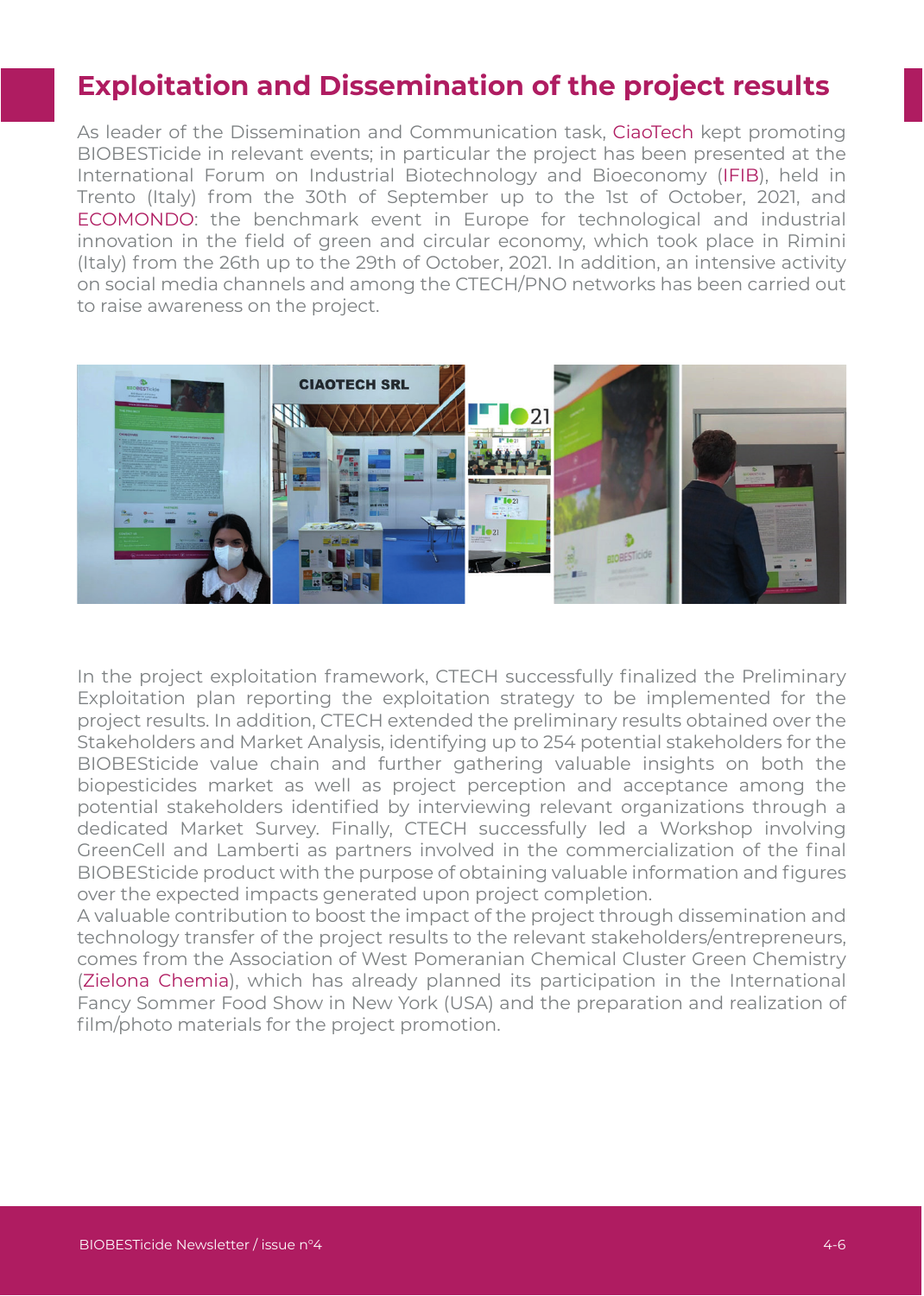# Exploitation and Dissemination of the project results

As leader of the Dissemination and Communication task, CiaoTech kept promoting BIOBESTicide in relevant events; in particular the project has been presented at the International Forum on Industrial Biotechnology and Bioeconomy (IFIB), held in Trento (Italy) from the 30th of September up to the 1st of October, 2021, and ECOMONDO: the benchmark event in Europe for technological and industrial innovation in the field of green and circular economy, which took place in Rimini (Italy) from the 26th up to the 29th of October, 2021. In addition, an intensive activity on social media channels and among the CTECH/PNO networks has been carried out to raise awareness on the project.

In the project exploitation framework, CTECH successfully finalized the Preliminary Exploitation plan reporting the exploitation strategy to be implemented for the project results. In addition, CTECH extended the preliminary results obtained over the Stakeholders and Market Analysis, identifying up to 254 potential stakeholders for the BIOBESticide value chain and further gathering valuable insights on both the biopesticides market as well as project perception and acceptance among the potential stakeholders identified by interviewing relevant organizations through a dedicated Market Survey. Finally, CTECH successfully led a Workshop involving GreenCell and Lamberti as partners involved in the commercialization of the final BIOBESticide product with the purpose of obtaining valuable information and figures over the expected impacts generated upon project completion.
A valuable contribution to boost the impact of the project through dissemination and technology transfer of the project results to the relevant stakeholders/entrepreneurs, comes from the Association of West Pomeranian Chemical Cluster Green Chemistry (Zielona Chemia), which has already planned its participation in the International Fancy Sommer Food Show in New York (USA) and the preparation and realization of film/photo materials for the project promotion.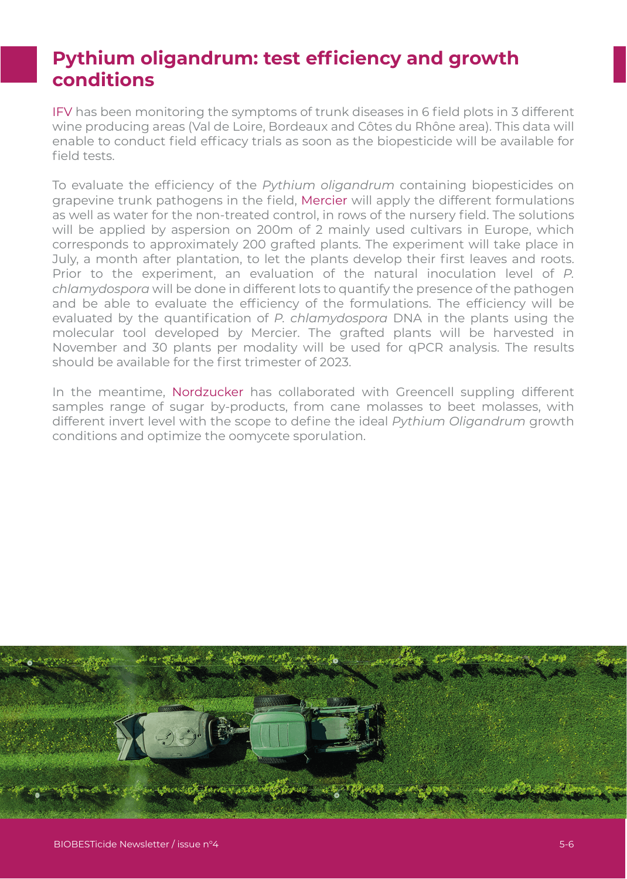## Pythium oligandrum: test efficiency and growth conditions

IFV has been monitoring the symptoms of trunk diseases in 6 field plots in 3 different wine producing areas (Val de Loire, Bordeaux and Côtes du Rhône area). This data will enable to conduct field efficacy trials as soon as the biopesticide will be available for field tests.

To evaluate the efficiency of the *Pythium oligandrum* containing biopesticides on grapevine trunk pathogens in the field, Mercier will apply the different formulations as well as water for the non-treated control, in rows of the nursery field. The solutions will be applied by aspersion on 200m of 2 mainly used cultivars in Europe, which corresponds to approximately 200 grafted plants. The experiment will take place in July, a month after plantation, to let the plants develop their first leaves and roots. Prior to the experiment, an evaluation of the natural inoculation level of *P. chlamydospora* will be done in different lots to quantify the presence of the pathogen and be able to evaluate the efficiency of the formulations. The efficiency will be evaluated by the quantification of *P. chlamydospora* DNA in the plants using the molecular tool developed by Mercier. The grafted plants will be harvested in November and 30 plants per modality will be used for qPCR analysis. The results should be available for the first trimester of 2023.

In the meantime, Nordzucker has collaborated with Greencell suppling different samples range of sugar by-products, from cane molasses to beet molasses, with different invert level with the scope to define the ideal *Pythium Oligandrum* growth conditions and optimize the oomycete sporulation.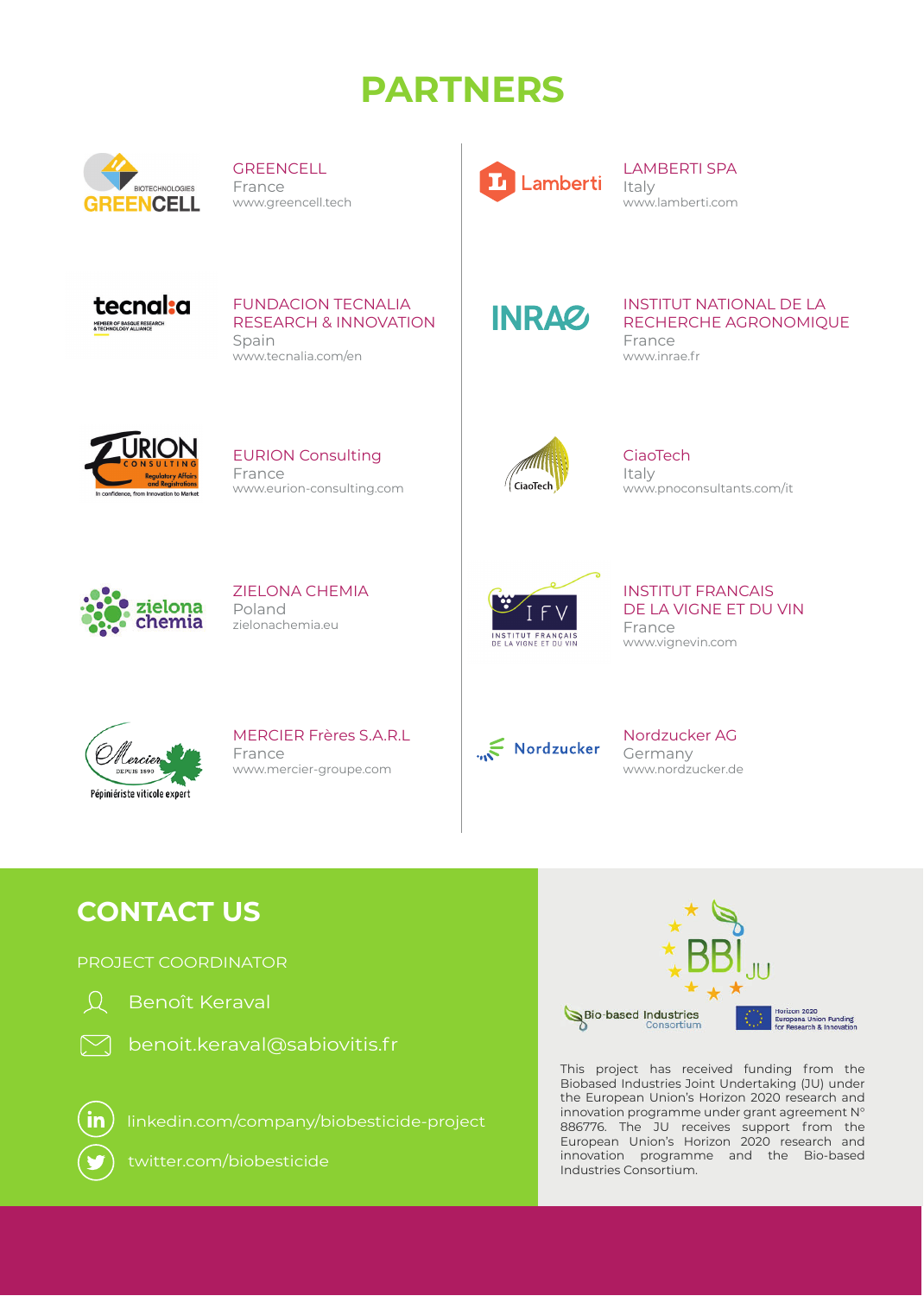# PARTNERS

**GREENCELL**
France
www.greencell.tech

**LAMBERTI SPA**
Italy
www.lamberti.com

**FUNDACION TECNALIA RESEARCH & INNOVATION**
Spain
www.tecnalia.com/en

**INSTITUT NATIONAL DE LA RECHERCHE AGRONOMIQUE**
France
www.inrae.fr

**EURION Consulting**
France
www.eurion-consulting.com

**CiaoTech**
Italy
www.pnoconsultants.com/it

**ZIELONA CHEMIA**
Poland
zielonachemia.eu

**INSTITUT FRANCAIS DE LA VIGNE ET DU VIN**
France
www.vignevin.com

**MERCIER Frères S.A.R.L**
France
www.mercier-groupe.com

**Nordzucker AG**
Germany
www.nordzucker.de

# CONTACT US

PROJECT COORDINATOR

Benoît Keraval

benoit.keraval@sabiovitis.fr

linkedin.com/company/biobesticide-project

twitter.com/biobesticide

This project has received funding from the Biobased Industries Joint Undertaking (JU) under the European Union's Horizon 2020 research and innovation programme under grant agreement N° 886776. The JU receives support from the European Union's Horizon 2020 research and innovation programme and the Bio-based Industries Consortium.